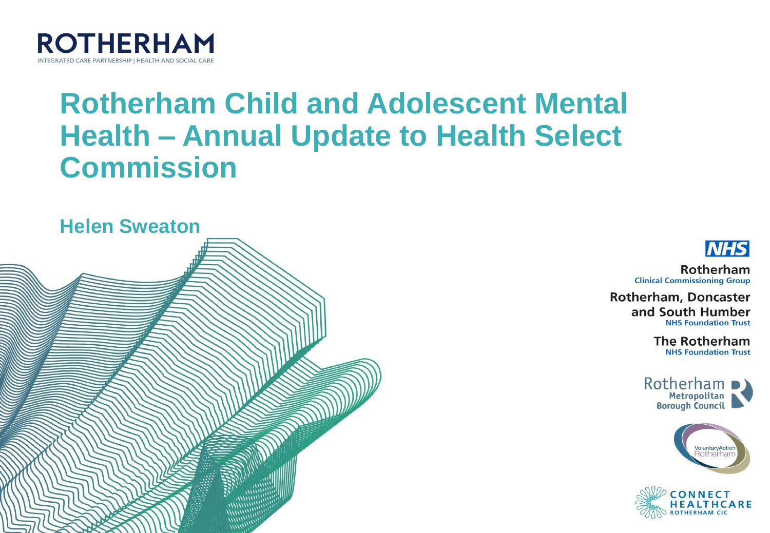**ROTHERHAM**

INTEGRATED CARE PARTNERSHIP | HEALTH AND SOCIAL CARE

# Rotherham Child and Adolescent Mental Health – Annual Update to Health Select Commission

**Helen Sweaton**

NHS

Rotherham
Clinical Commissioning Group

Rotherham, Doncaster and South Humber
NHS Foundation Trust

The Rotherham
NHS Foundation Trust

Rotherham Metropolitan Borough Council

VoluntaryAction Rotherham

CONNECT HEALTHCARE ROTHERHAM CIC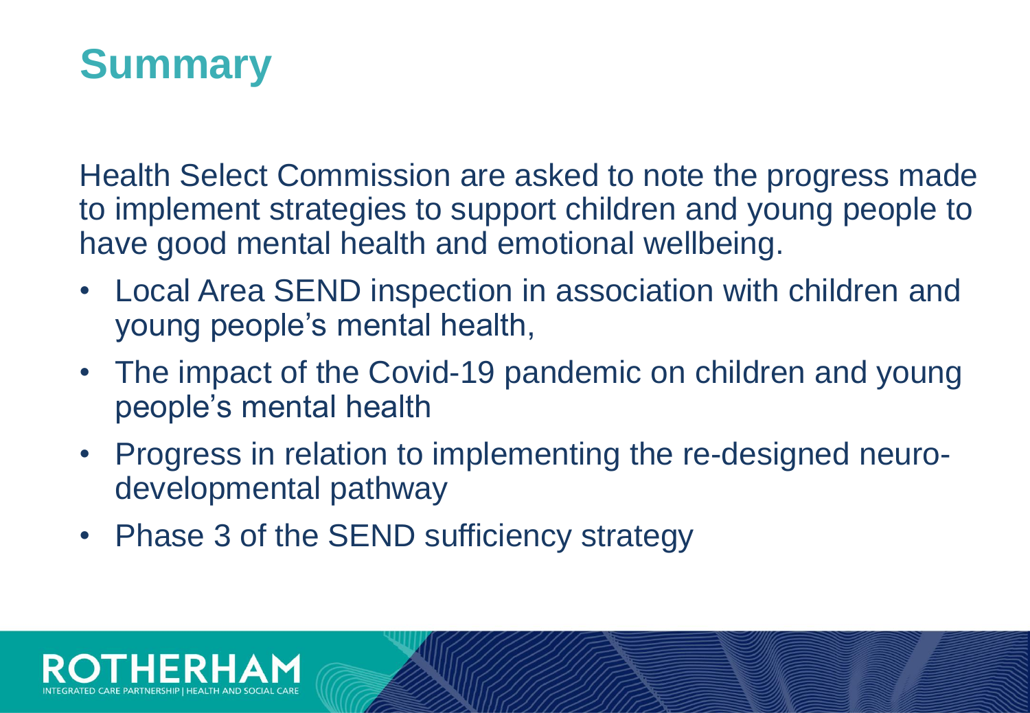# Summary

Health Select Commission are asked to note the progress made to implement strategies to support children and young people to have good mental health and emotional wellbeing.

- Local Area SEND inspection in association with children and young people's mental health,
- The impact of the Covid-19 pandemic on children and young people's mental health
- Progress in relation to implementing the re-designed neuro-developmental pathway
- Phase 3 of the SEND sufficiency strategy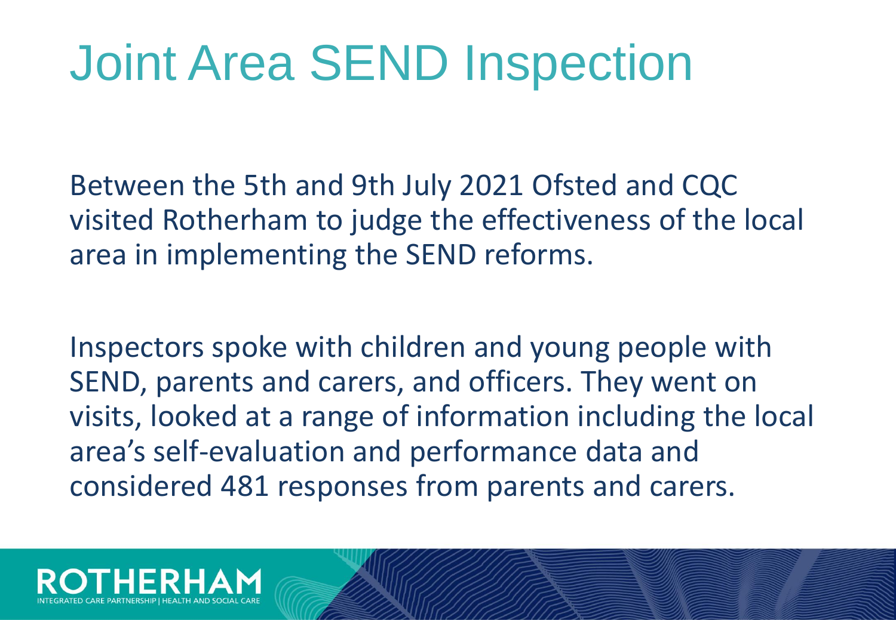# Joint Area SEND Inspection

Between the 5th and 9th July 2021 Ofsted and CQC visited Rotherham to judge the effectiveness of the local area in implementing the SEND reforms.

Inspectors spoke with children and young people with SEND, parents and carers, and officers. They went on visits, looked at a range of information including the local area's self-evaluation and performance data and considered 481 responses from parents and carers.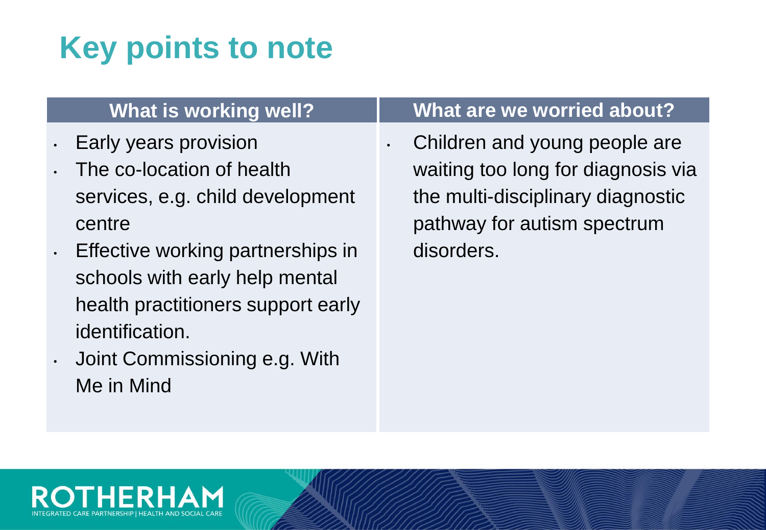# Key points to note

| What is working well? | What are we worried about? |
| --- | --- |
| • Early years provision<br>• The co-location of health services, e.g. child development centre<br>• Effective working partnerships in schools with early help mental health practitioners support early identification.<br>• Joint Commissioning e.g. With Me in Mind | • Children and young people are waiting too long for diagnosis via the multi-disciplinary diagnostic pathway for autism spectrum disorders. |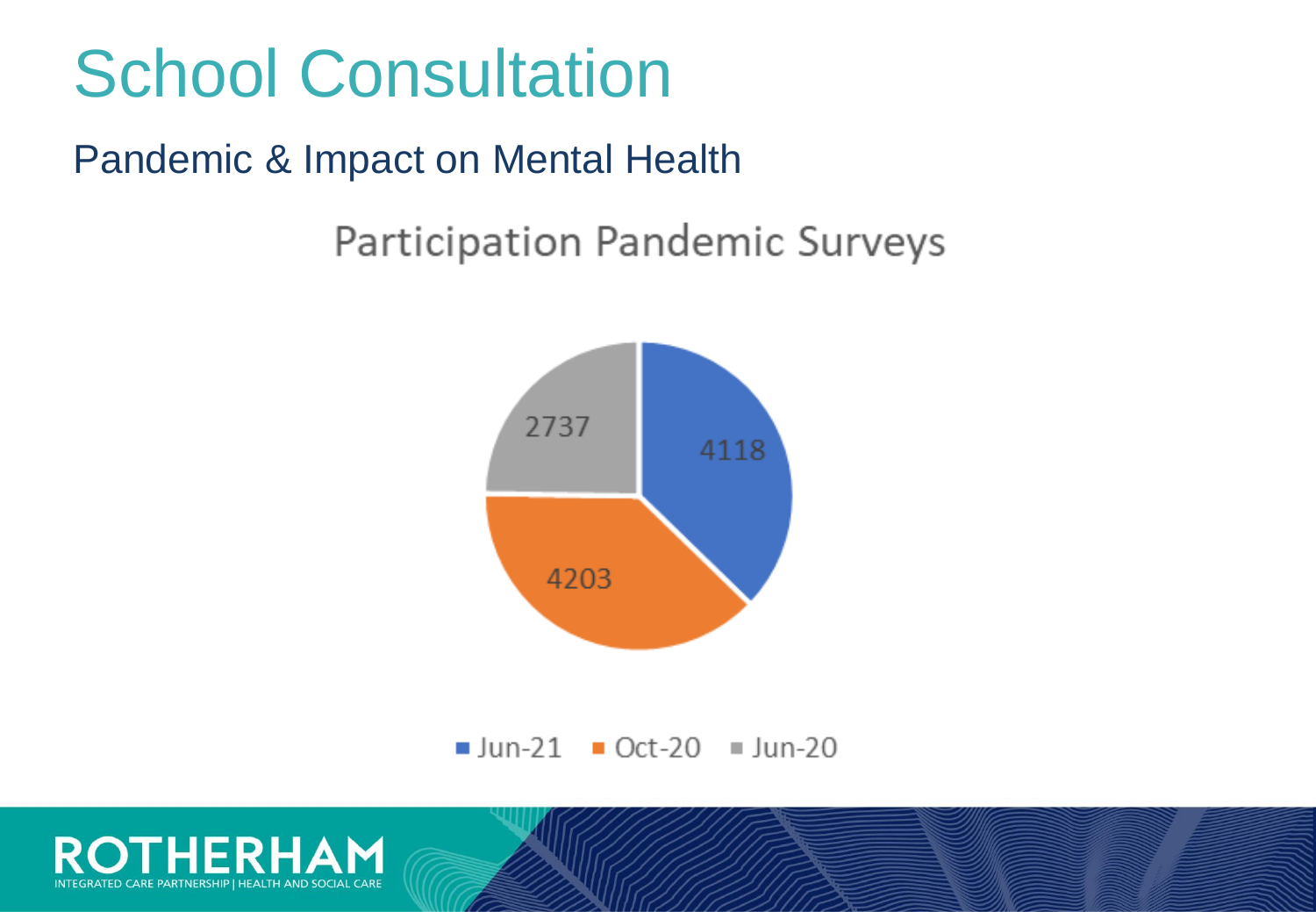# School Consultation

## Pandemic & Impact on Mental Health

### Participation Pandemic Surveys

| Survey | Participants |
|---|---|
| Jun-21 | 4118 |
| Oct-20 | 4203 |
| Jun-20 | 2737 |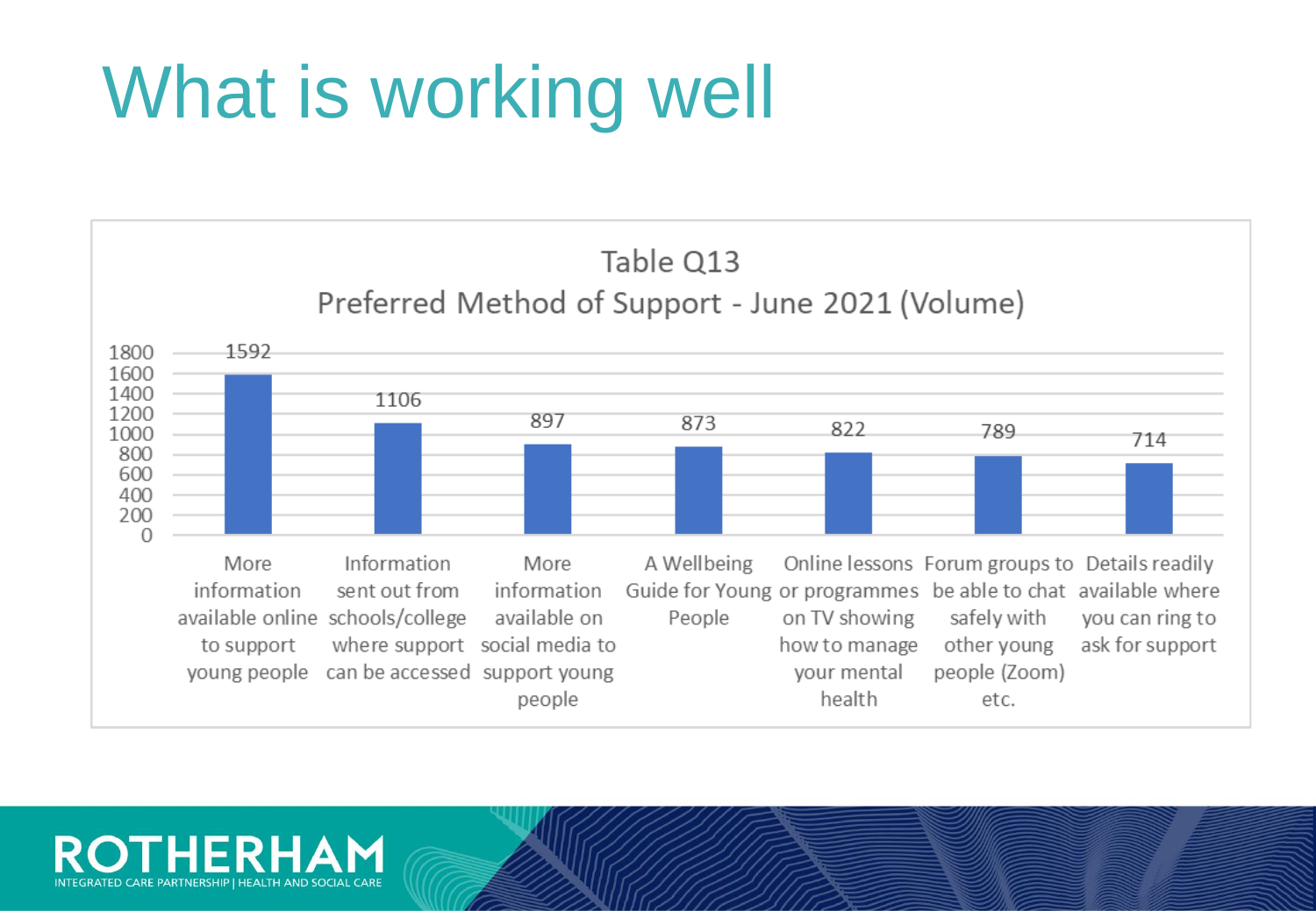# What is working well

**Table Q13**
**Preferred Method of Support - June 2021 (Volume)**

| Preferred Method of Support | Volume |
|---|---|
| More information available online to support young people | 1592 |
| Information sent out from schools/college where support can be accessed | 1106 |
| More information available on social media to support young people | 897 |
| A Wellbeing Guide for Young People | 873 |
| Online lessons or programmes on TV showing how to manage your mental health | 822 |
| Forum groups to be able to chat safely with other young people (Zoom) etc. | 789 |
| Details readily available where you can ring to ask for support | 714 |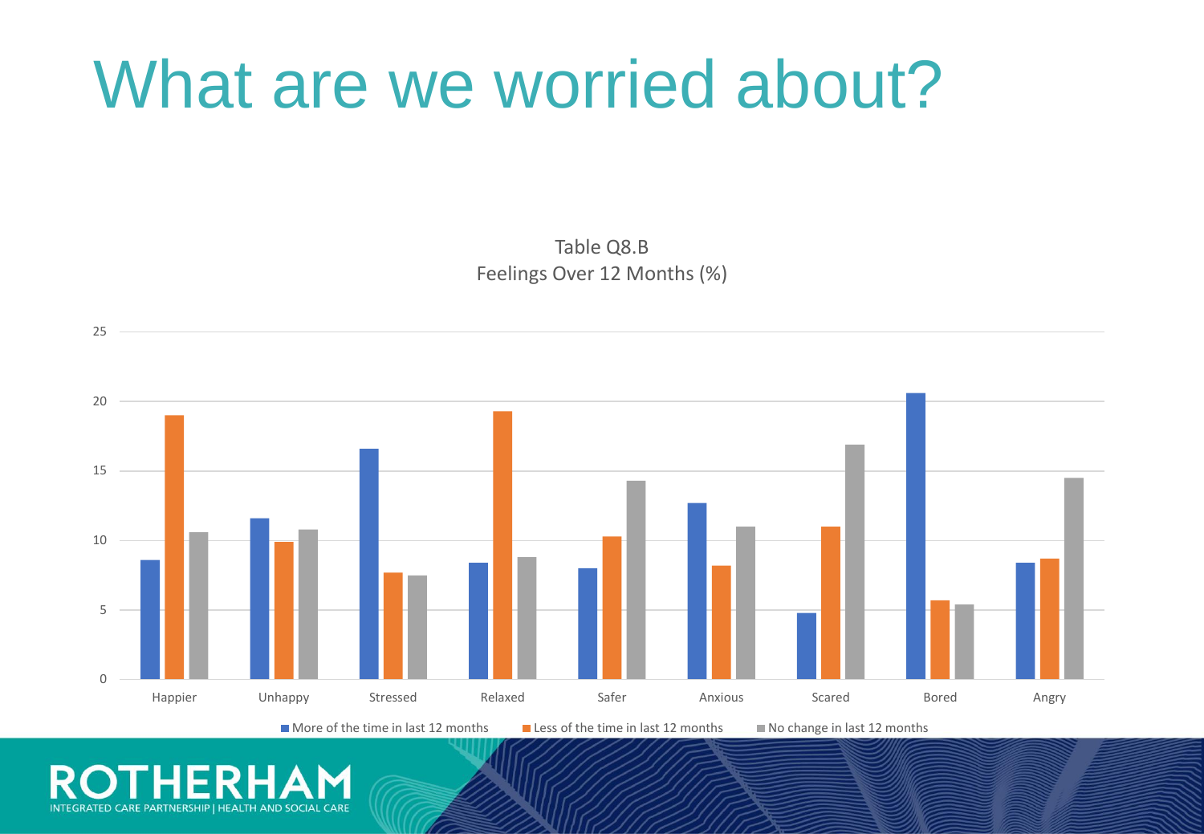# What are we worried about?

Table Q8.B
Feelings Over 12 Months (%)

| | More of the time in last 12 months | Less of the time in last 12 months | No change in last 12 months |
|---|---|---|---|
| Happier | 8.6 | 19.0 | 10.6 |
| Unhappy | 11.6 | 9.9 | 10.8 |
| Stressed | 16.6 | 7.7 | 7.5 |
| Relaxed | 8.4 | 19.3 | 8.8 |
| Safer | 8.0 | 10.3 | 14.3 |
| Anxious | 12.7 | 8.2 | 11.0 |
| Scared | 4.8 | 11.0 | 16.9 |
| Bored | 20.6 | 5.7 | 5.4 |
| Angry | 8.4 | 8.7 | 14.5 |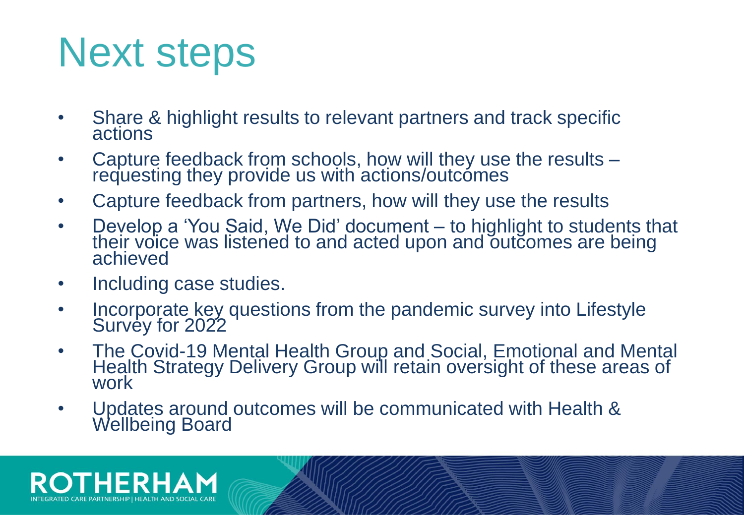# Next steps

- Share & highlight results to relevant partners and track specific actions
- Capture feedback from schools, how will they use the results – requesting they provide us with actions/outcomes
- Capture feedback from partners, how will they use the results
- Develop a 'You Said, We Did' document – to highlight to students that their voice was listened to and acted upon and outcomes are being achieved
- Including case studies.
- Incorporate key questions from the pandemic survey into Lifestyle Survey for 2022
- The Covid-19 Mental Health Group and Social, Emotional and Mental Health Strategy Delivery Group will retain oversight of these areas of work
- Updates around outcomes will be communicated with Health & Wellbeing Board

ROTHERHAM
INTEGRATED CARE PARTNERSHIP | HEALTH AND SOCIAL CARE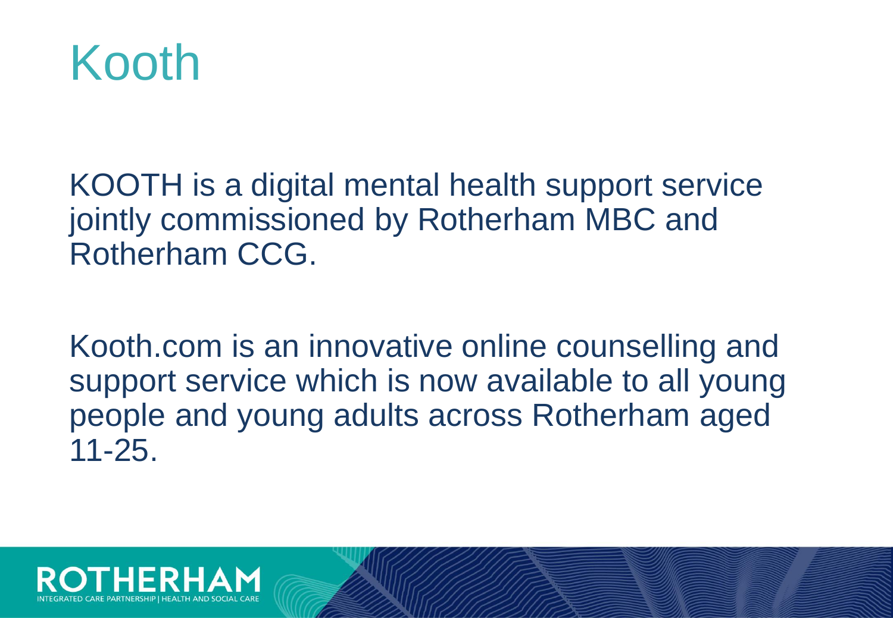# Kooth

KOOTH is a digital mental health support service jointly commissioned by Rotherham MBC and Rotherham CCG.

Kooth.com is an innovative online counselling and support service which is now available to all young people and young adults across Rotherham aged 11-25.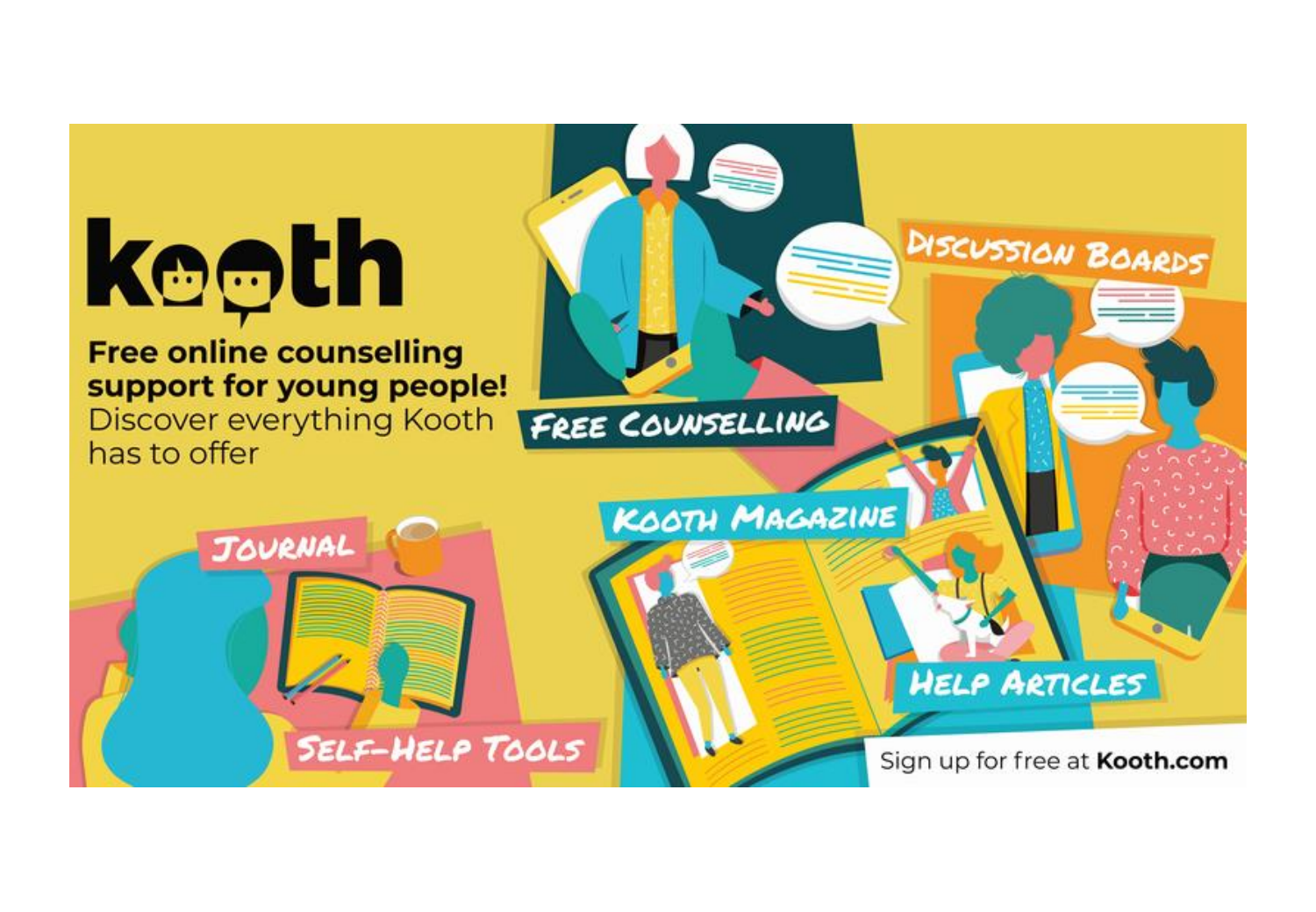# kooth

**Free online counselling support for young people!**
Discover everything Kooth has to offer

FREE COUNSELLING

DISCUSSION BOARDS

KOOTH MAGAZINE

JOURNAL

HELP ARTICLES

SELF-HELP TOOLS

Sign up for free at **Kooth.com**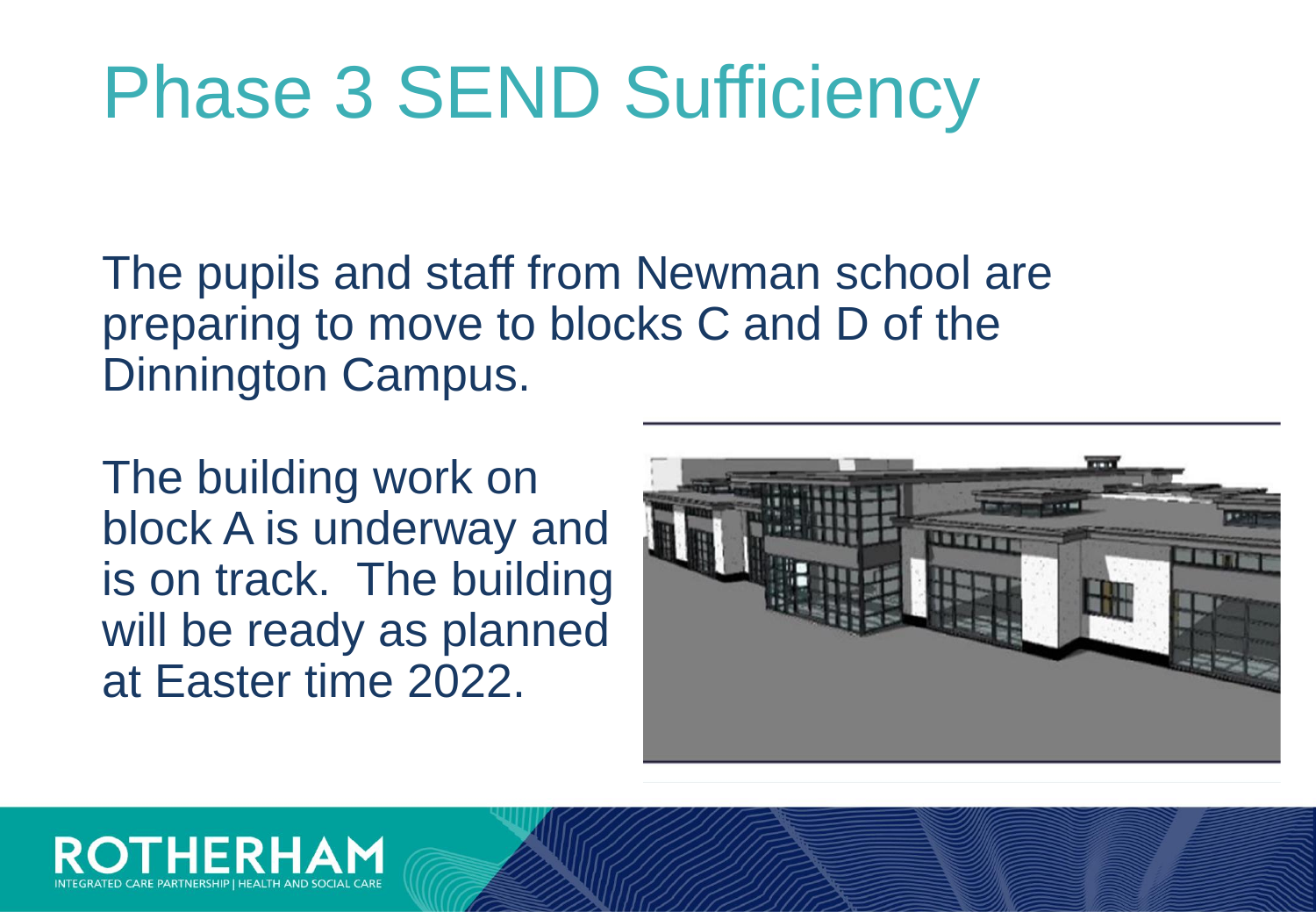# Phase 3 SEND Sufficiency

The pupils and staff from Newman school are preparing to move to blocks C and D of the Dinnington Campus.

The building work on block A is underway and is on track. The building will be ready as planned at Easter time 2022.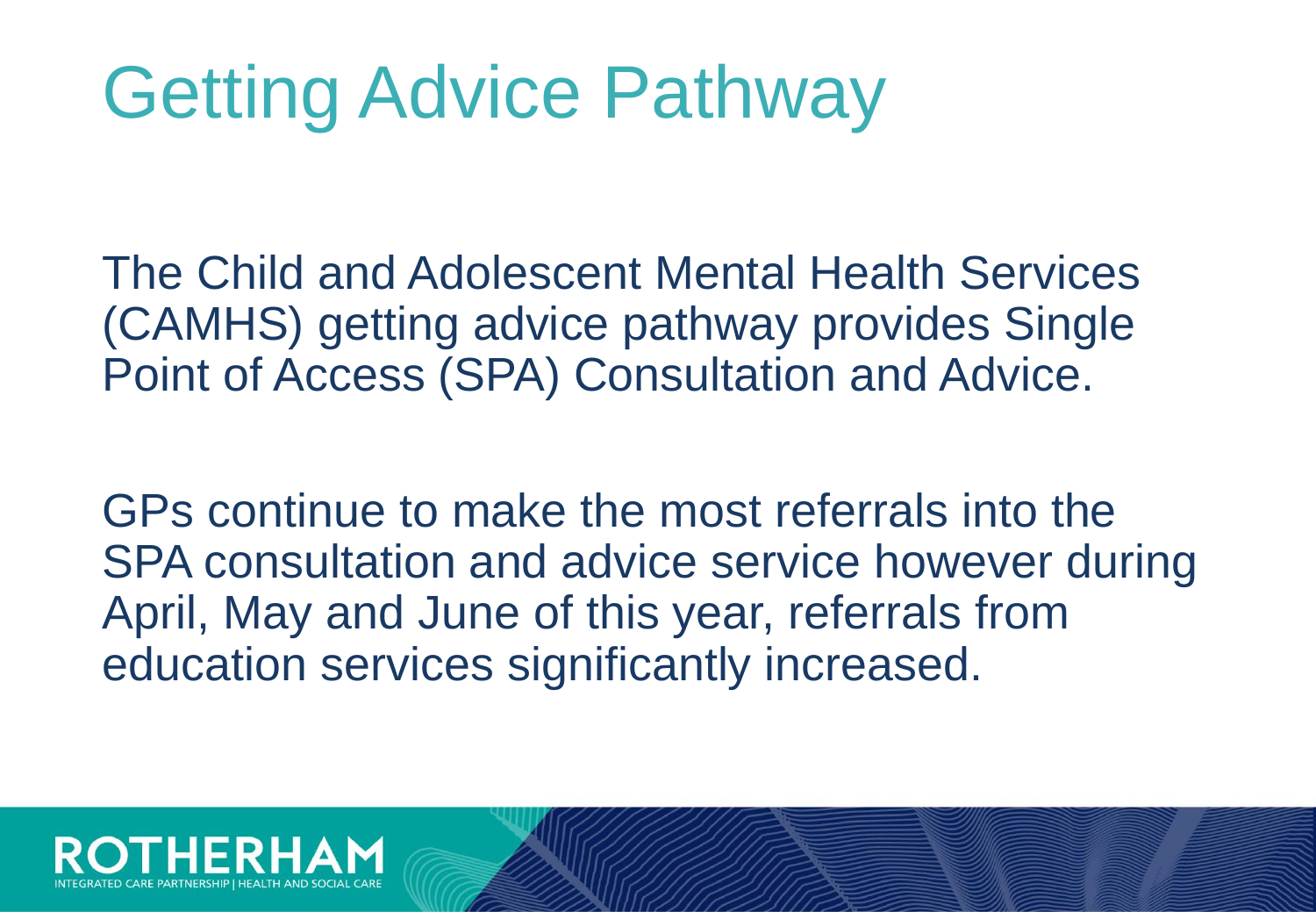# Getting Advice Pathway

The Child and Adolescent Mental Health Services (CAMHS) getting advice pathway provides Single Point of Access (SPA) Consultation and Advice.

GPs continue to make the most referrals into the SPA consultation and advice service however during April, May and June of this year, referrals from education services significantly increased.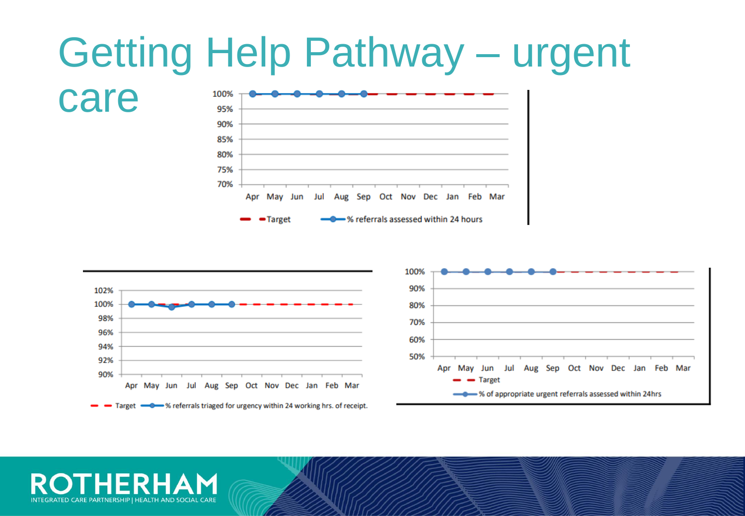# Getting Help Pathway – urgent care

100%
95%
90%
85%
80%
75%
70%

Apr May Jun Jul Aug Sep Oct Nov Dec Jan Feb Mar

Target — % referrals assessed within 24 hours

102%
100%
98%
96%
94%
92%
90%

Apr May Jun Jul Aug Sep Oct Nov Dec Jan Feb Mar

Target — % referrals triaged for urgency within 24 working hrs. of receipt.

100%
90%
80%
70%
60%
50%

Apr May Jun Jul Aug Sep Oct Nov Dec Jan Feb Mar

Target — % of appropriate urgent referrals assessed within 24hrs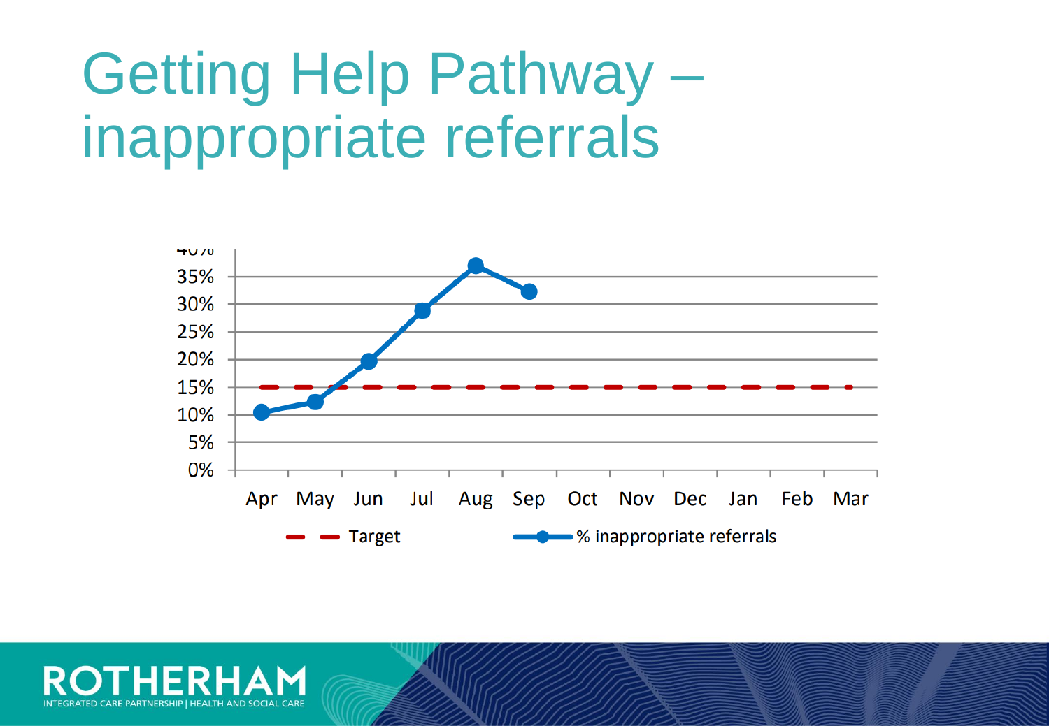# Getting Help Pathway – inappropriate referrals

| | Apr | May | Jun | Jul | Aug | Sep | Oct | Nov | Dec | Jan | Feb | Mar |
|---|---|---|---|---|---|---|---|---|---|---|---|---|
| Target | 15% | 15% | 15% | 15% | 15% | 15% | 15% | 15% | 15% | 15% | 15% | 15% |
| % inappropriate referrals | 10.5% | 12.5% | 20% | 29% | 37% | 32.5% | | | | | | |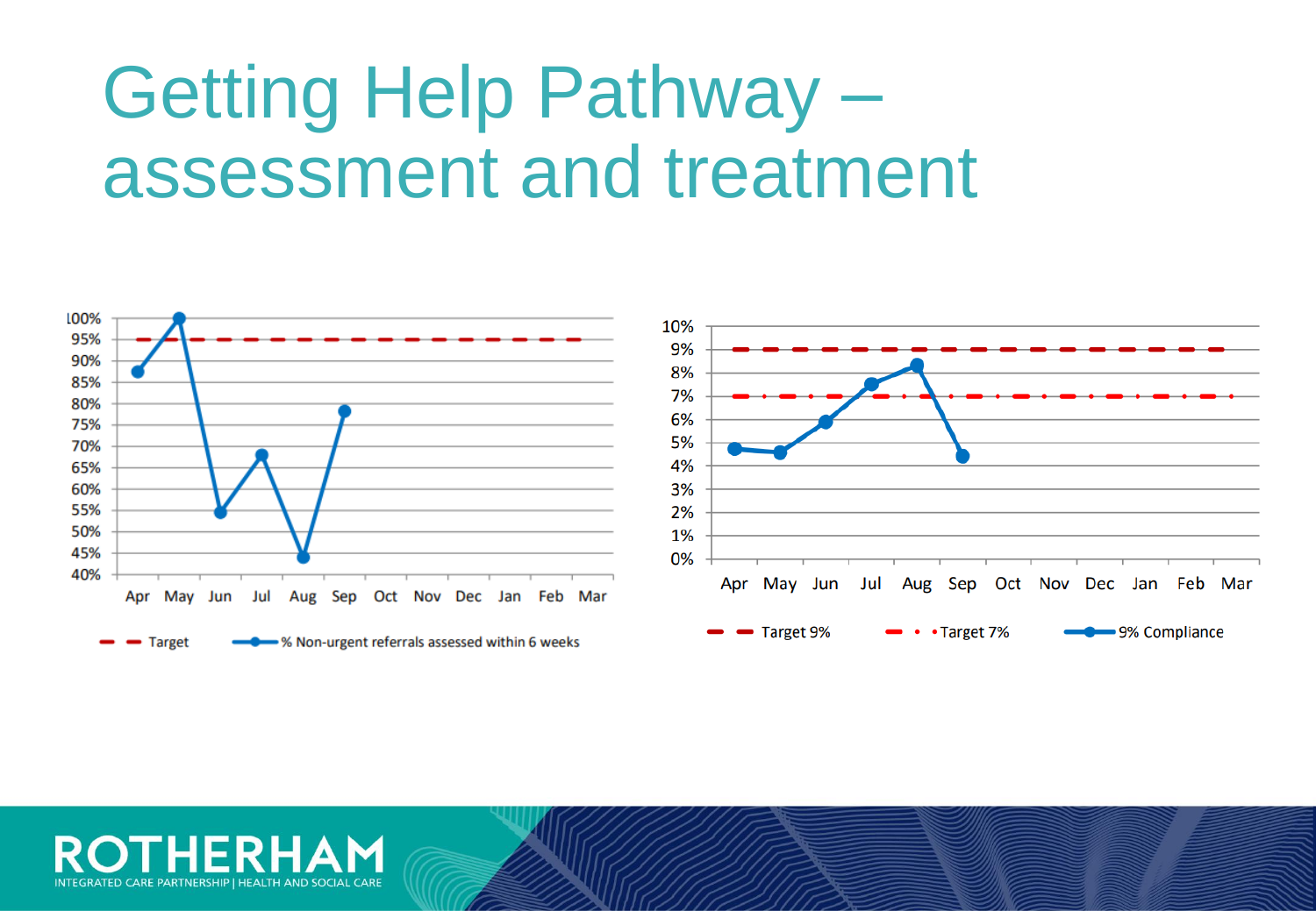# Getting Help Pathway – assessment and treatment

100%
95%
90%
85%
80%
75%
70%
65%
60%
55%
50%
45%
40%

Apr May Jun Jul Aug Sep Oct Nov Dec Jan Feb Mar

Target

% Non-urgent referrals assessed within 6 weeks

10%
9%
8%
7%
6%
5%
4%
3%
2%
1%
0%

Apr May Jun Jul Aug Sep Oct Nov Dec Jan Feb Mar

Target 9%

Target 7%

9% Compliance

ROTHERHAM

INTEGRATED CARE PARTNERSHIP | HEALTH AND SOCIAL CARE